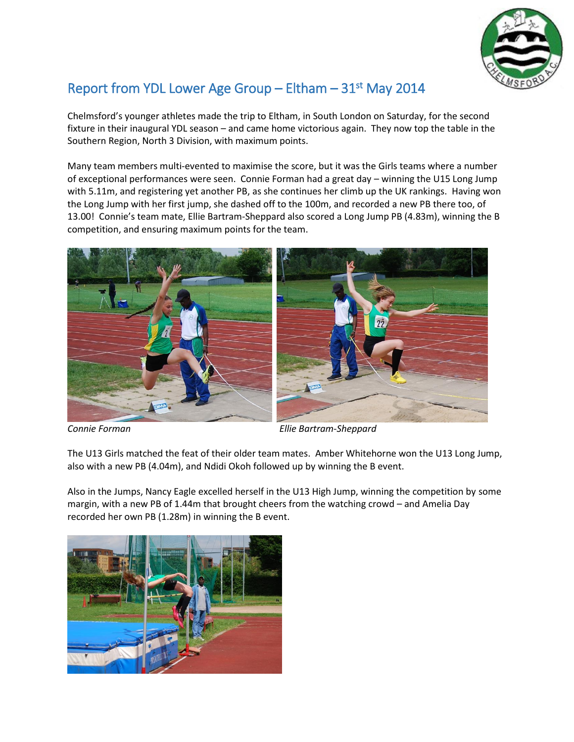# Report from YDL Lower Age Group – Eltham – 31st May 2014

Chelmsford's younger athletes made the trip to Eltham, in South London on Saturday, for the second fixture in their inaugural YDL season – and came home victorious again. They now top the table in the Southern Region, North 3 Division, with maximum points.

Many team members multi-evented to maximise the score, but it was the Girls teams where a number of exceptional performances were seen. Connie Forman had a great day – winning the U15 Long Jump with 5.11m, and registering yet another PB, as she continues her climb up the UK rankings. Having won the Long Jump with her first jump, she dashed off to the 100m, and recorded a new PB there too, of 13.00! Connie's team mate, Ellie Bartram-Sheppard also scored a Long Jump PB (4.83m), winning the B competition, and ensuring maximum points for the team.

*Connie Forman*

*Ellie Bartram-Sheppard*

The U13 Girls matched the feat of their older team mates. Amber Whitehorne won the U13 Long Jump, also with a new PB (4.04m), and Ndidi Okoh followed up by winning the B event.

Also in the Jumps, Nancy Eagle excelled herself in the U13 High Jump, winning the competition by some margin, with a new PB of 1.44m that brought cheers from the watching crowd – and Amelia Day recorded her own PB (1.28m) in winning the B event.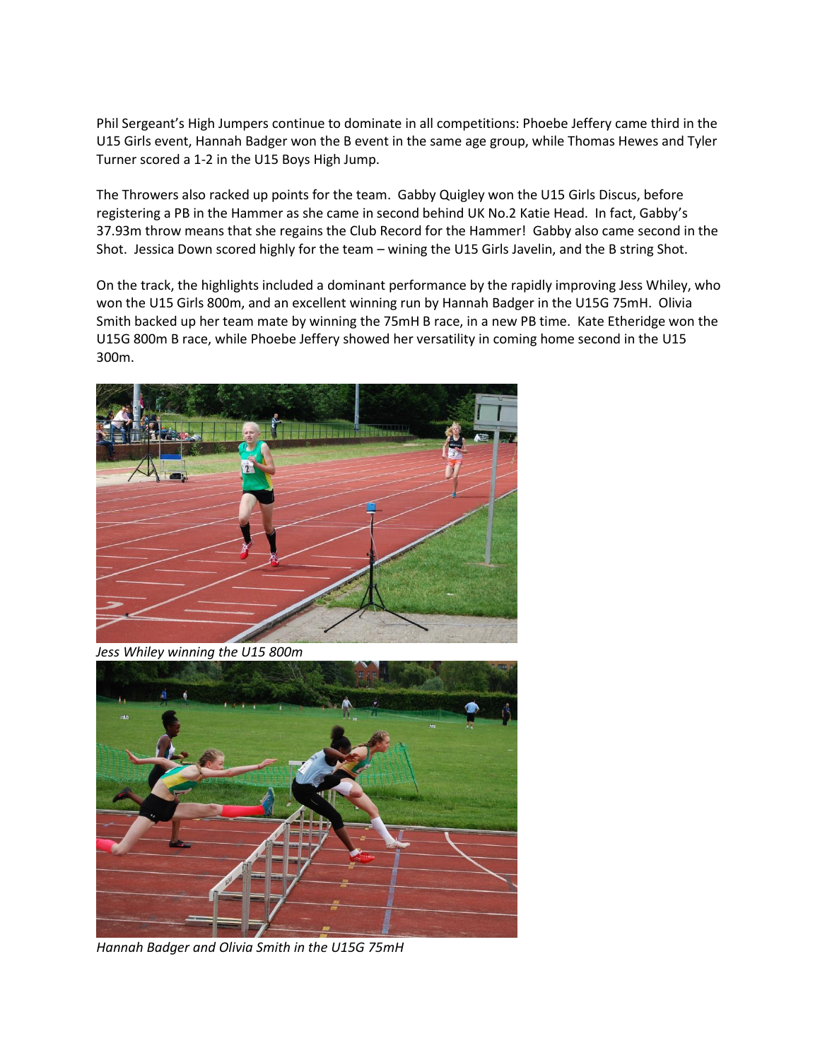Phil Sergeant's High Jumpers continue to dominate in all competitions: Phoebe Jeffery came third in the U15 Girls event, Hannah Badger won the B event in the same age group, while Thomas Hewes and Tyler Turner scored a 1-2 in the U15 Boys High Jump.

The Throwers also racked up points for the team. Gabby Quigley won the U15 Girls Discus, before registering a PB in the Hammer as she came in second behind UK No.2 Katie Head. In fact, Gabby's 37.93m throw means that she regains the Club Record for the Hammer! Gabby also came second in the Shot. Jessica Down scored highly for the team – wining the U15 Girls Javelin, and the B string Shot.

On the track, the highlights included a dominant performance by the rapidly improving Jess Whiley, who won the U15 Girls 800m, and an excellent winning run by Hannah Badger in the U15G 75mH. Olivia Smith backed up her team mate by winning the 75mH B race, in a new PB time. Kate Etheridge won the U15G 800m B race, while Phoebe Jeffery showed her versatility in coming home second in the U15 300m.

*Jess Whiley winning the U15 800m*

*Hannah Badger and Olivia Smith in the U15G 75mH*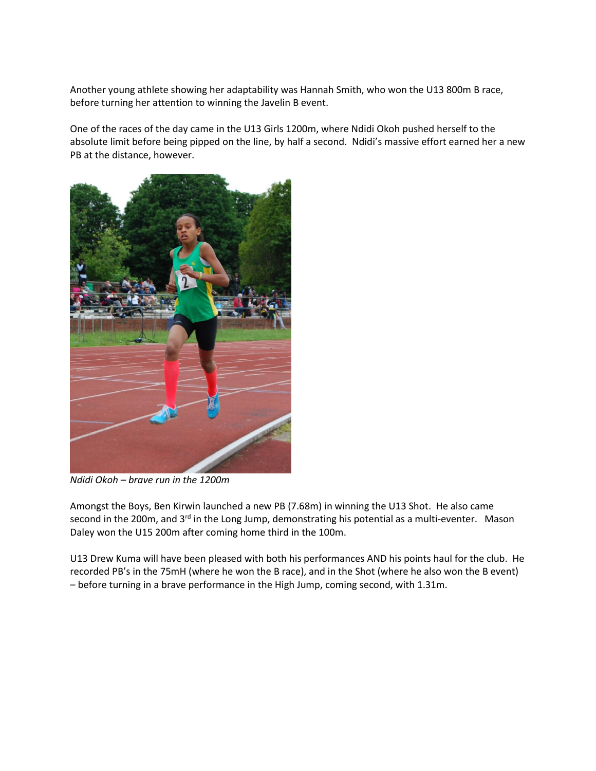Another young athlete showing her adaptability was Hannah Smith, who won the U13 800m B race, before turning her attention to winning the Javelin B event.

One of the races of the day came in the U13 Girls 1200m, where Ndidi Okoh pushed herself to the absolute limit before being pipped on the line, by half a second. Ndidi's massive effort earned her a new PB at the distance, however.

*Ndidi Okoh – brave run in the 1200m*

Amongst the Boys, Ben Kirwin launched a new PB (7.68m) in winning the U13 Shot. He also came second in the 200m, and 3rd in the Long Jump, demonstrating his potential as a multi-eventer. Mason Daley won the U15 200m after coming home third in the 100m.

U13 Drew Kuma will have been pleased with both his performances AND his points haul for the club. He recorded PB's in the 75mH (where he won the B race), and in the Shot (where he also won the B event) – before turning in a brave performance in the High Jump, coming second, with 1.31m.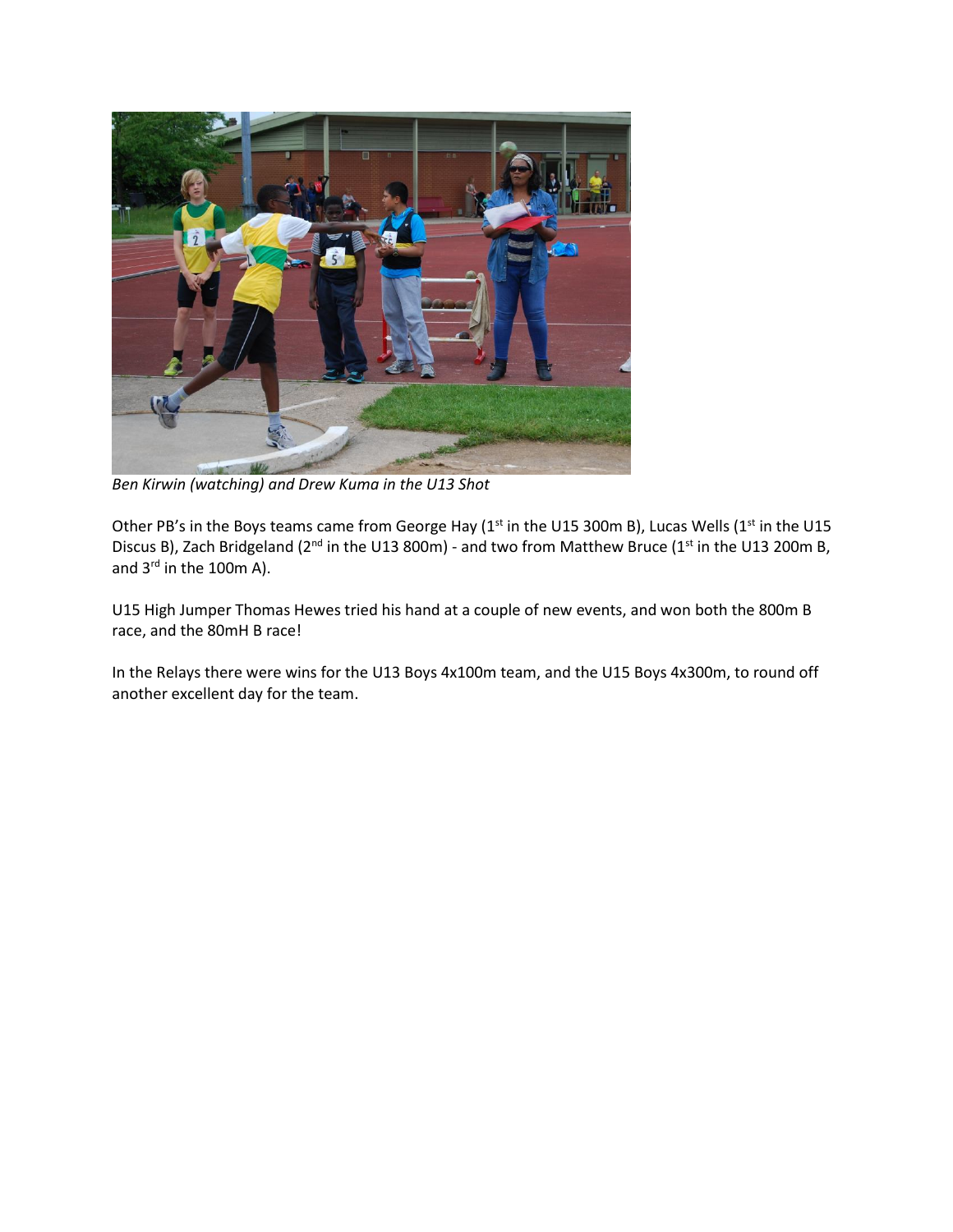*Ben Kirwin (watching) and Drew Kuma in the U13 Shot*

Other PB's in the Boys teams came from George Hay (1st in the U15 300m B), Lucas Wells (1st in the U15 Discus B), Zach Bridgeland (2nd in the U13 800m) - and two from Matthew Bruce (1st in the U13 200m B, and 3rd in the 100m A).

U15 High Jumper Thomas Hewes tried his hand at a couple of new events, and won both the 800m B race, and the 80mH B race!

In the Relays there were wins for the U13 Boys 4x100m team, and the U15 Boys 4x300m, to round off another excellent day for the team.